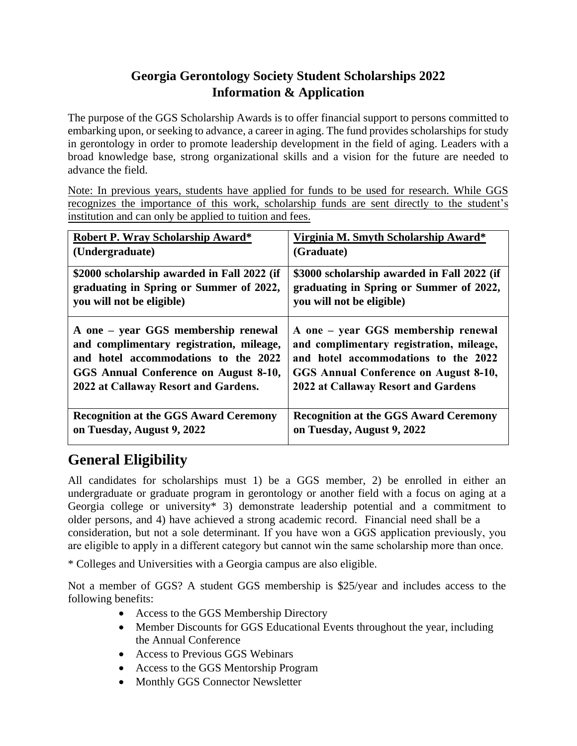# Georgia Gerontology Society Student Scholarships 2022
# Information & Application

The purpose of the GGS Scholarship Awards is to offer financial support to persons committed to embarking upon, or seeking to advance, a career in aging. The fund provides scholarships for study in gerontology in order to promote leadership development in the field of aging. Leaders with a broad knowledge base, strong organizational skills and a vision for the future are needed to advance the field.

Note: In previous years, students have applied for funds to be used for research. While GGS recognizes the importance of this work, scholarship funds are sent directly to the student's institution and can only be applied to tuition and fees.

| **Robert P. Wray Scholarship Award* (Undergraduate)** | **Virginia M. Smyth Scholarship Award* (Graduate)** |
|---|---|
| **$2000 scholarship awarded in Fall 2022 (if graduating in Spring or Summer of 2022, you will not be eligible)** | **$3000 scholarship awarded in Fall 2022 (if graduating in Spring or Summer of 2022, you will not be eligible)** |
| **A one – year GGS membership renewal and complimentary registration, mileage, and hotel accommodations to the 2022 GGS Annual Conference on August 8-10, 2022 at Callaway Resort and Gardens.** | **A one – year GGS membership renewal and complimentary registration, mileage, and hotel accommodations to the 2022 GGS Annual Conference on August 8-10, 2022 at Callaway Resort and Gardens** |
| **Recognition at the GGS Award Ceremony on Tuesday, August 9, 2022** | **Recognition at the GGS Award Ceremony on Tuesday, August 9, 2022** |

## General Eligibility

All candidates for scholarships must 1) be a GGS member, 2) be enrolled in either an undergraduate or graduate program in gerontology or another field with a focus on aging at a Georgia college or university* 3) demonstrate leadership potential and a commitment to older persons, and 4) have achieved a strong academic record. Financial need shall be a consideration, but not a sole determinant. If you have won a GGS application previously, you are eligible to apply in a different category but cannot win the same scholarship more than once.

* Colleges and Universities with a Georgia campus are also eligible.

Not a member of GGS? A student GGS membership is $25/year and includes access to the following benefits:

- Access to the GGS Membership Directory
- Member Discounts for GGS Educational Events throughout the year, including the Annual Conference
- Access to Previous GGS Webinars
- Access to the GGS Mentorship Program
- Monthly GGS Connector Newsletter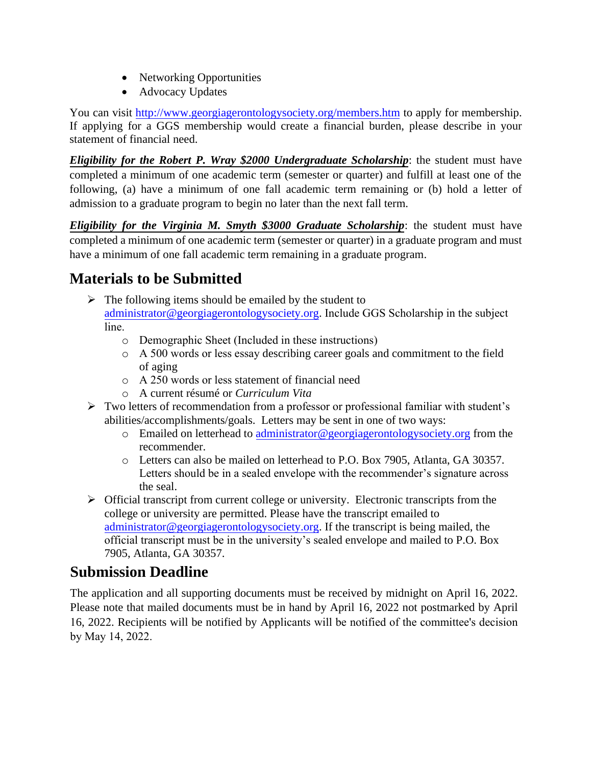- Networking Opportunities
- Advocacy Updates

You can visit http://www.georgiagerontologysociety.org/members.htm to apply for membership. If applying for a GGS membership would create a financial burden, please describe in your statement of financial need.

***Eligibility for the Robert P. Wray $2000 Undergraduate Scholarship***: the student must have completed a minimum of one academic term (semester or quarter) and fulfill at least one of the following, (a) have a minimum of one fall academic term remaining or (b) hold a letter of admission to a graduate program to begin no later than the next fall term.

***Eligibility for the Virginia M. Smyth $3000 Graduate Scholarship***: the student must have completed a minimum of one academic term (semester or quarter) in a graduate program and must have a minimum of one fall academic term remaining in a graduate program.

## Materials to be Submitted

- The following items should be emailed by the student to administrator@georgiagerontologysociety.org. Include GGS Scholarship in the subject line.
  - Demographic Sheet (Included in these instructions)
  - A 500 words or less essay describing career goals and commitment to the field of aging
  - A 250 words or less statement of financial need
  - A current résumé or *Curriculum Vita*
- Two letters of recommendation from a professor or professional familiar with student's abilities/accomplishments/goals. Letters may be sent in one of two ways:
  - Emailed on letterhead to administrator@georgiagerontologysociety.org from the recommender.
  - Letters can also be mailed on letterhead to P.O. Box 7905, Atlanta, GA 30357. Letters should be in a sealed envelope with the recommender's signature across the seal.
- Official transcript from current college or university. Electronic transcripts from the college or university are permitted. Please have the transcript emailed to administrator@georgiagerontologysociety.org. If the transcript is being mailed, the official transcript must be in the university's sealed envelope and mailed to P.O. Box 7905, Atlanta, GA 30357.

## Submission Deadline

The application and all supporting documents must be received by midnight on April 16, 2022. Please note that mailed documents must be in hand by April 16, 2022 not postmarked by April 16, 2022. Recipients will be notified by Applicants will be notified of the committee's decision by May 14, 2022.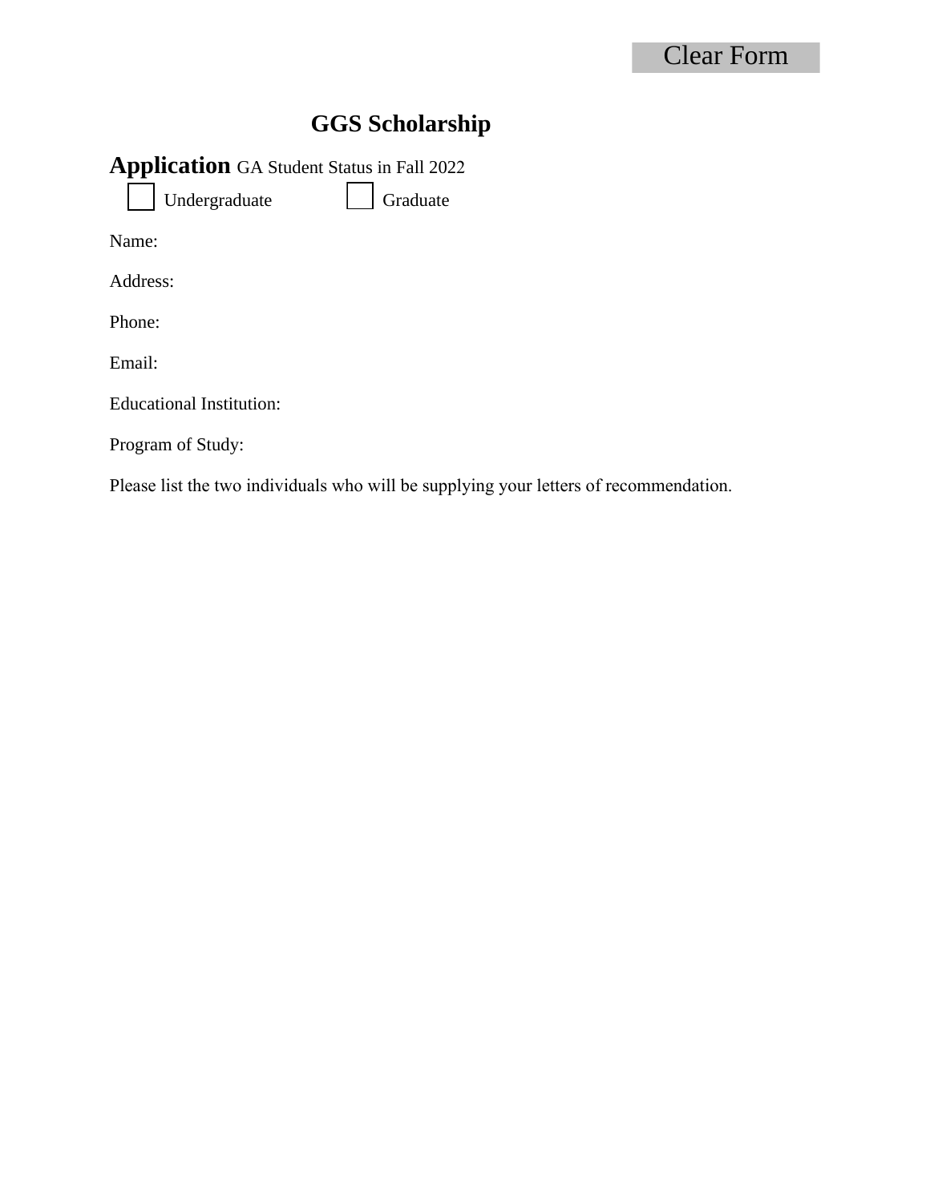Clear Form

# GGS Scholarship

**Application** GA Student Status in Fall 2022

☐ Undergraduate ☐ Graduate

Name:

Address:

Phone:

Email:

Educational Institution:

Program of Study:

Please list the two individuals who will be supplying your letters of recommendation.